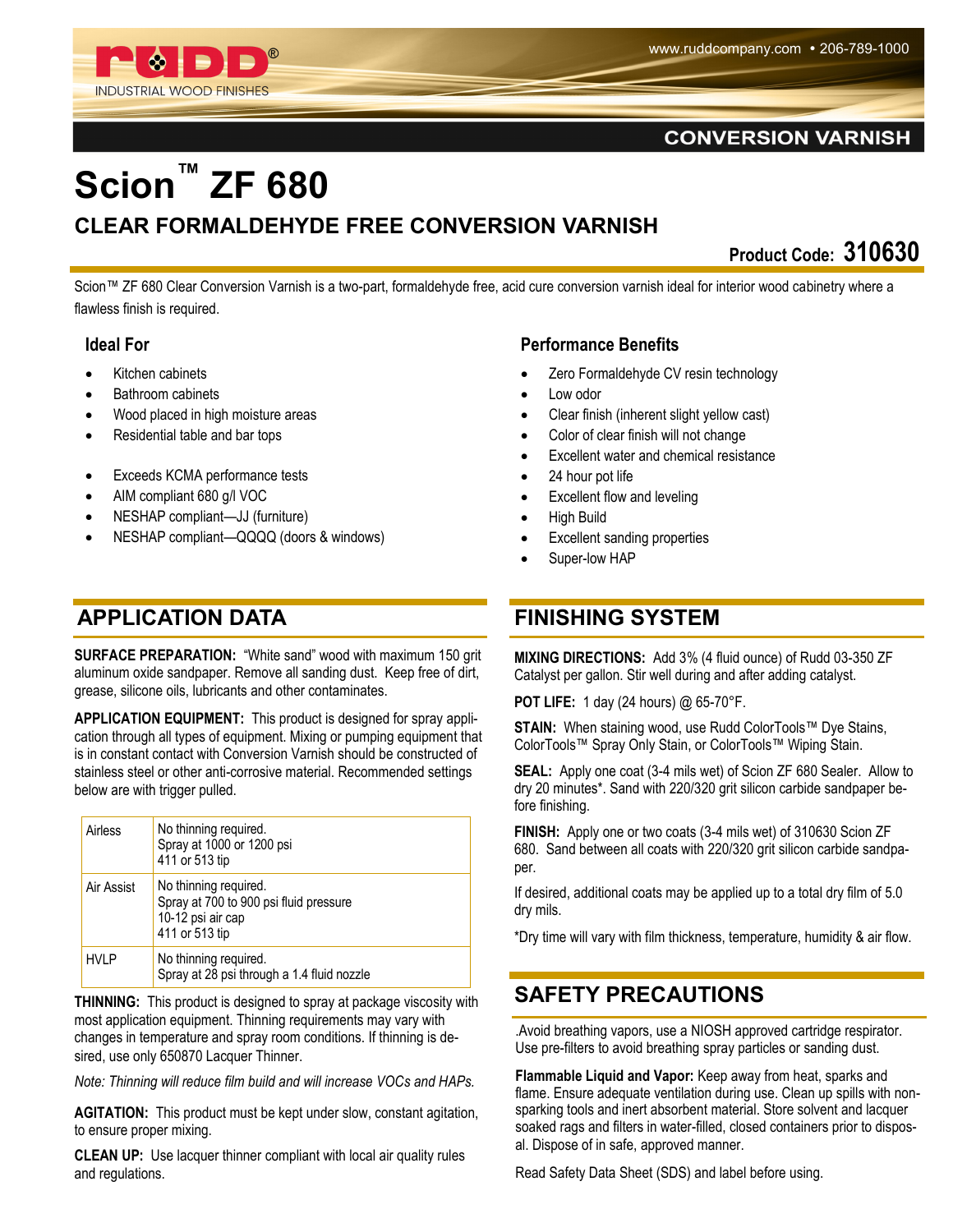RUDD® INDUSTRIAL WOOD FINISHES

www.ruddcompany.com • 206-789-1000

**CONVERSION VARNISH**

# Scion™ ZF 680

## CLEAR FORMALDEHYDE FREE CONVERSION VARNISH

**Product Code: 310630**

Scion™ ZF 680 Clear Conversion Varnish is a two-part, formaldehyde free, acid cure conversion varnish ideal for interior wood cabinetry where a flawless finish is required.

### Ideal For

- Kitchen cabinets
- Bathroom cabinets
- Wood placed in high moisture areas
- Residential table and bar tops

- Exceeds KCMA performance tests
- AIM compliant 680 g/l VOC
- NESHAP compliant—JJ (furniture)
- NESHAP compliant—QQQQ (doors & windows)

### Performance Benefits

- Zero Formaldehyde CV resin technology
- Low odor
- Clear finish (inherent slight yellow cast)
- Color of clear finish will not change
- Excellent water and chemical resistance
- 24 hour pot life
- Excellent flow and leveling
- High Build
- Excellent sanding properties
- Super-low HAP

## APPLICATION DATA

**SURFACE PREPARATION:** "White sand" wood with maximum 150 grit aluminum oxide sandpaper. Remove all sanding dust. Keep free of dirt, grease, silicone oils, lubricants and other contaminates.

**APPLICATION EQUIPMENT:** This product is designed for spray application through all types of equipment. Mixing or pumping equipment that is in constant contact with Conversion Varnish should be constructed of stainless steel or other anti-corrosive material. Recommended settings below are with trigger pulled.

| | |
|---|---|
| Airless | No thinning required.<br>Spray at 1000 or 1200 psi<br>411 or 513 tip |
| Air Assist | No thinning required.<br>Spray at 700 to 900 psi fluid pressure<br>10-12 psi air cap<br>411 or 513 tip |
| HVLP | No thinning required.<br>Spray at 28 psi through a 1.4 fluid nozzle |

**THINNING:** This product is designed to spray at package viscosity with most application equipment. Thinning requirements may vary with changes in temperature and spray room conditions. If thinning is desired, use only 650870 Lacquer Thinner.

*Note: Thinning will reduce film build and will increase VOCs and HAPs.*

**AGITATION:** This product must be kept under slow, constant agitation, to ensure proper mixing.

**CLEAN UP:** Use lacquer thinner compliant with local air quality rules and regulations.

## FINISHING SYSTEM

**MIXING DIRECTIONS:** Add 3% (4 fluid ounce) of Rudd 03-350 ZF Catalyst per gallon. Stir well during and after adding catalyst.

**POT LIFE:** 1 day (24 hours) @ 65-70°F.

**STAIN:** When staining wood, use Rudd ColorTools™ Dye Stains, ColorTools™ Spray Only Stain, or ColorTools™ Wiping Stain.

**SEAL:** Apply one coat (3-4 mils wet) of Scion ZF 680 Sealer. Allow to dry 20 minutes*. Sand with 220/320 grit silicon carbide sandpaper before finishing.

**FINISH:** Apply one or two coats (3-4 mils wet) of 310630 Scion ZF 680. Sand between all coats with 220/320 grit silicon carbide sandpaper.

If desired, additional coats may be applied up to a total dry film of 5.0 dry mils.

*Dry time will vary with film thickness, temperature, humidity & air flow.

## SAFETY PRECAUTIONS

.Avoid breathing vapors, use a NIOSH approved cartridge respirator. Use pre-filters to avoid breathing spray particles or sanding dust.

**Flammable Liquid and Vapor:** Keep away from heat, sparks and flame. Ensure adequate ventilation during use. Clean up spills with non-sparking tools and inert absorbent material. Store solvent and lacquer soaked rags and filters in water-filled, closed containers prior to disposal. Dispose of in safe, approved manner.

Read Safety Data Sheet (SDS) and label before using.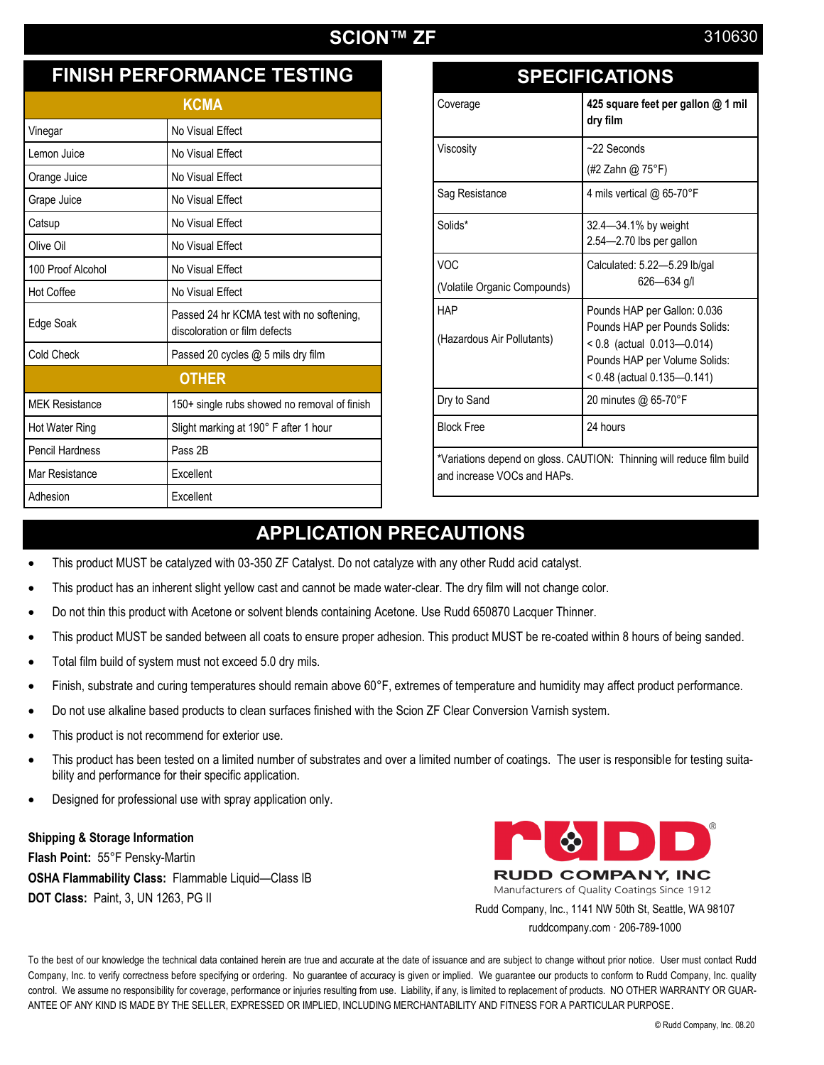# SCION™ ZF

310630

## FINISH PERFORMANCE TESTING

| | |
|---|---|
| **KCMA** | |
| Vinegar | No Visual Effect |
| Lemon Juice | No Visual Effect |
| Orange Juice | No Visual Effect |
| Grape Juice | No Visual Effect |
| Catsup | No Visual Effect |
| Olive Oil | No Visual Effect |
| 100 Proof Alcohol | No Visual Effect |
| Hot Coffee | No Visual Effect |
| Edge Soak | Passed 24 hr KCMA test with no softening, discoloration or film defects |
| Cold Check | Passed 20 cycles @ 5 mils dry film |
| **OTHER** | |
| MEK Resistance | 150+ single rubs showed no removal of finish |
| Hot Water Ring | Slight marking at 190° F after 1 hour |
| Pencil Hardness | Pass 2B |
| Mar Resistance | Excellent |
| Adhesion | Excellent |

## SPECIFICATIONS

| | |
|---|---|
| Coverage | **425 square feet per gallon @ 1 mil dry film** |
| Viscosity | ~22 Seconds (#2 Zahn @ 75°F) |
| Sag Resistance | 4 mils vertical @ 65-70°F |
| Solids* | 32.4—34.1% by weight<br>2.54—2.70 lbs per gallon |
| VOC (Volatile Organic Compounds) | Calculated: 5.22—5.29 lb/gal<br>626—634 g/l |
| HAP (Hazardous Air Pollutants) | Pounds HAP per Gallon: 0.036<br>Pounds HAP per Pounds Solids: < 0.8 (actual 0.013—0.014)<br>Pounds HAP per Volume Solids: < 0.48 (actual 0.135—0.141) |
| Dry to Sand | 20 minutes @ 65-70°F |
| Block Free | 24 hours |

*Variations depend on gloss. CAUTION: Thinning will reduce film build and increase VOCs and HAPs.

## APPLICATION PRECAUTIONS

- This product MUST be catalyzed with 03-350 ZF Catalyst. Do not catalyze with any other Rudd acid catalyst.
- This product has an inherent slight yellow cast and cannot be made water-clear. The dry film will not change color.
- Do not thin this product with Acetone or solvent blends containing Acetone. Use Rudd 650870 Lacquer Thinner.
- This product MUST be sanded between all coats to ensure proper adhesion. This product MUST be re-coated within 8 hours of being sanded.
- Total film build of system must not exceed 5.0 dry mils.
- Finish, substrate and curing temperatures should remain above 60°F, extremes of temperature and humidity may affect product performance.
- Do not use alkaline based products to clean surfaces finished with the Scion ZF Clear Conversion Varnish system.
- This product is not recommend for exterior use.
- This product has been tested on a limited number of substrates and over a limited number of coatings. The user is responsible for testing suitability and performance for their specific application.
- Designed for professional use with spray application only.

**Shipping & Storage Information**
**Flash Point:** 55°F Pensky-Martin
**OSHA Flammability Class:** Flammable Liquid—Class IB
**DOT Class:** Paint, 3, UN 1263, PG II

RUDD COMPANY, INC
Manufacturers of Quality Coatings Since 1912
Rudd Company, Inc., 1141 NW 50th St, Seattle, WA 98107
ruddcompany.com · 206-789-1000

To the best of our knowledge the technical data contained herein are true and accurate at the date of issuance and are subject to change without prior notice. User must contact Rudd Company, Inc. to verify correctness before specifying or ordering. No guarantee of accuracy is given or implied. We guarantee our products to conform to Rudd Company, Inc. quality control. We assume no responsibility for coverage, performance or injuries resulting from use. Liability, if any, is limited to replacement of products. NO OTHER WARRANTY OR GUARANTEE OF ANY KIND IS MADE BY THE SELLER, EXPRESSED OR IMPLIED, INCLUDING MERCHANTABILITY AND FITNESS FOR A PARTICULAR PURPOSE.

© Rudd Company, Inc. 08.20